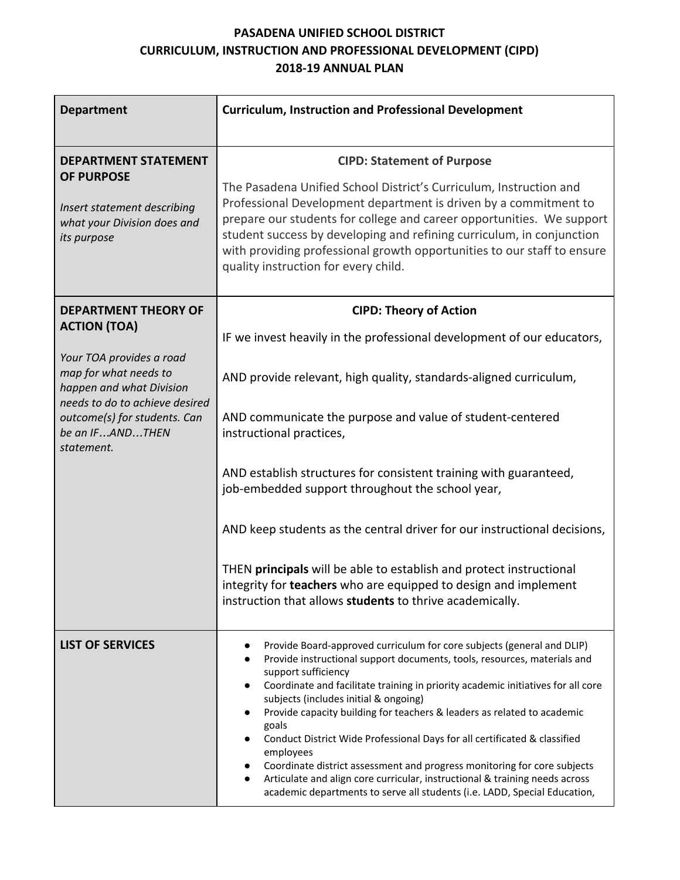# PASADENA UNIFIED SCHOOL DISTRICT
## CURRICULUM, INSTRUCTION AND PROFESSIONAL DEVELOPMENT (CIPD)
## 2018-19 ANNUAL PLAN

| **Department** | **Curriculum, Instruction and Professional Development** |
|---|---|
| **DEPARTMENT STATEMENT OF PURPOSE**<br><br>*Insert statement describing what your Division does and its purpose* | **CIPD: Statement of Purpose**<br><br>The Pasadena Unified School District's Curriculum, Instruction and Professional Development department is driven by a commitment to prepare our students for college and career opportunities. We support student success by developing and refining curriculum, in conjunction with providing professional growth opportunities to our staff to ensure quality instruction for every child. |
| **DEPARTMENT THEORY OF ACTION (TOA)**<br><br>*Your TOA provides a road map for what needs to happen and what Division needs to do to achieve desired outcome(s) for students. Can be an IF…AND…THEN statement.* | **CIPD: Theory of Action**<br><br>IF we invest heavily in the professional development of our educators,<br><br>AND provide relevant, high quality, standards-aligned curriculum,<br><br>AND communicate the purpose and value of student-centered instructional practices,<br><br>AND establish structures for consistent training with guaranteed, job-embedded support throughout the school year,<br><br>AND keep students as the central driver for our instructional decisions,<br><br>THEN **principals** will be able to establish and protect instructional integrity for **teachers** who are equipped to design and implement instruction that allows **students** to thrive academically. |
| **LIST OF SERVICES** | ● Provide Board-approved curriculum for core subjects (general and DLIP)<br>● Provide instructional support documents, tools, resources, materials and support sufficiency<br>● Coordinate and facilitate training in priority academic initiatives for all core subjects (includes initial & ongoing)<br>● Provide capacity building for teachers & leaders as related to academic goals<br>● Conduct District Wide Professional Days for all certificated & classified employees<br>● Coordinate district assessment and progress monitoring for core subjects<br>● Articulate and align core curricular, instructional & training needs across academic departments to serve all students (i.e. LADD, Special Education, |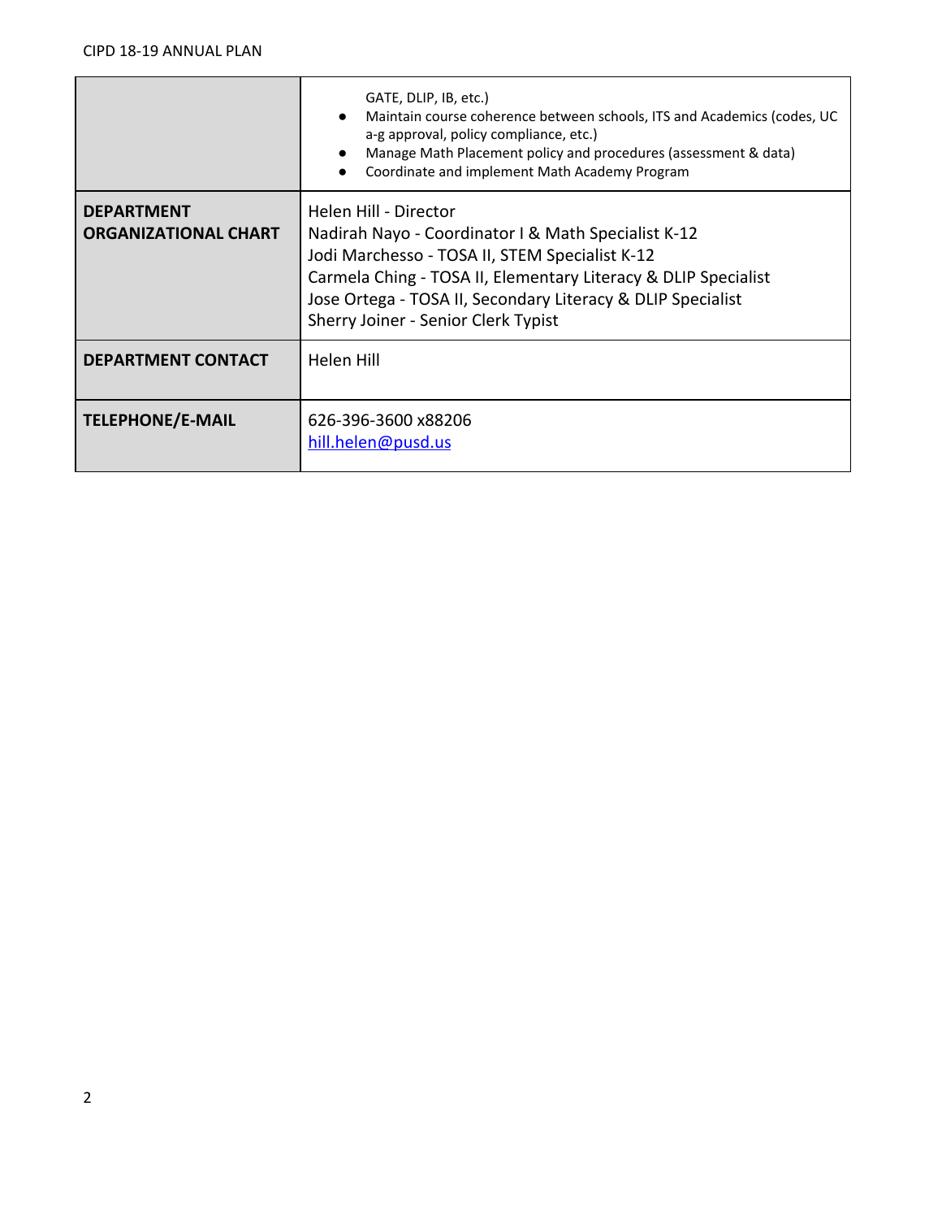| | |
|---|---|
| | GATE, DLIP, IB, etc.)<br>● Maintain course coherence between schools, ITS and Academics (codes, UC a-g approval, policy compliance, etc.)<br>● Manage Math Placement policy and procedures (assessment & data)<br>● Coordinate and implement Math Academy Program |
| **DEPARTMENT ORGANIZATIONAL CHART** | Helen Hill - Director<br>Nadirah Nayo - Coordinator I & Math Specialist K-12<br>Jodi Marchesso - TOSA II, STEM Specialist K-12<br>Carmela Ching - TOSA II, Elementary Literacy & DLIP Specialist<br>Jose Ortega - TOSA II, Secondary Literacy & DLIP Specialist<br>Sherry Joiner - Senior Clerk Typist |
| **DEPARTMENT CONTACT** | Helen Hill |
| **TELEPHONE/E-MAIL** | 626-396-3600 x88206<br>hill.helen@pusd.us |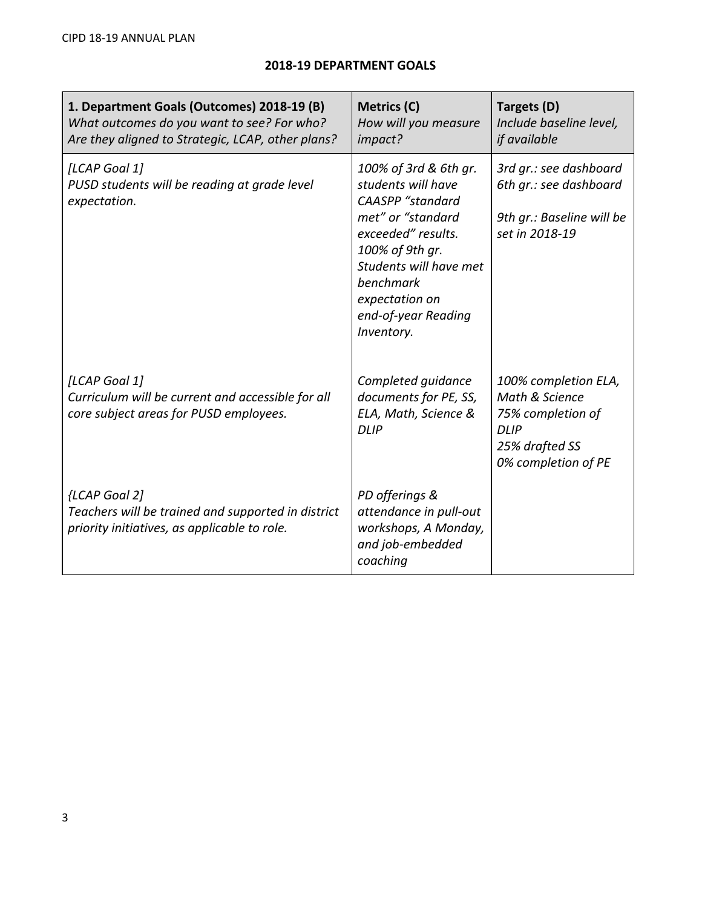## 2018-19 DEPARTMENT GOALS

| **1. Department Goals (Outcomes) 2018-19 (B)** *What outcomes do you want to see? For who? Are they aligned to Strategic, LCAP, other plans?* | **Metrics (C)** *How will you measure impact?* | **Targets (D)** *Include baseline level, if available* |
|---|---|---|
| *[LCAP Goal 1]* *PUSD students will be reading at grade level expectation.* | *100% of 3rd & 6th gr. students will have CAASPP "standard met" or "standard exceeded" results. 100% of 9th gr. Students will have met benchmark expectation on end-of-year Reading Inventory.* | *3rd gr.: see dashboard* *6th gr.: see dashboard* *9th gr.: Baseline will be set in 2018-19* |
| *[LCAP Goal 1]* *Curriculum will be current and accessible for all core subject areas for PUSD employees.* | *Completed guidance documents for PE, SS, ELA, Math, Science & DLIP* | *100% completion ELA, Math & Science* *75% completion of DLIP* *25% drafted SS* *0% completion of PE* |
| *{LCAP Goal 2]* *Teachers will be trained and supported in district priority initiatives, as applicable to role.* | *PD offerings & attendance in pull-out workshops, A Monday, and job-embedded coaching* | |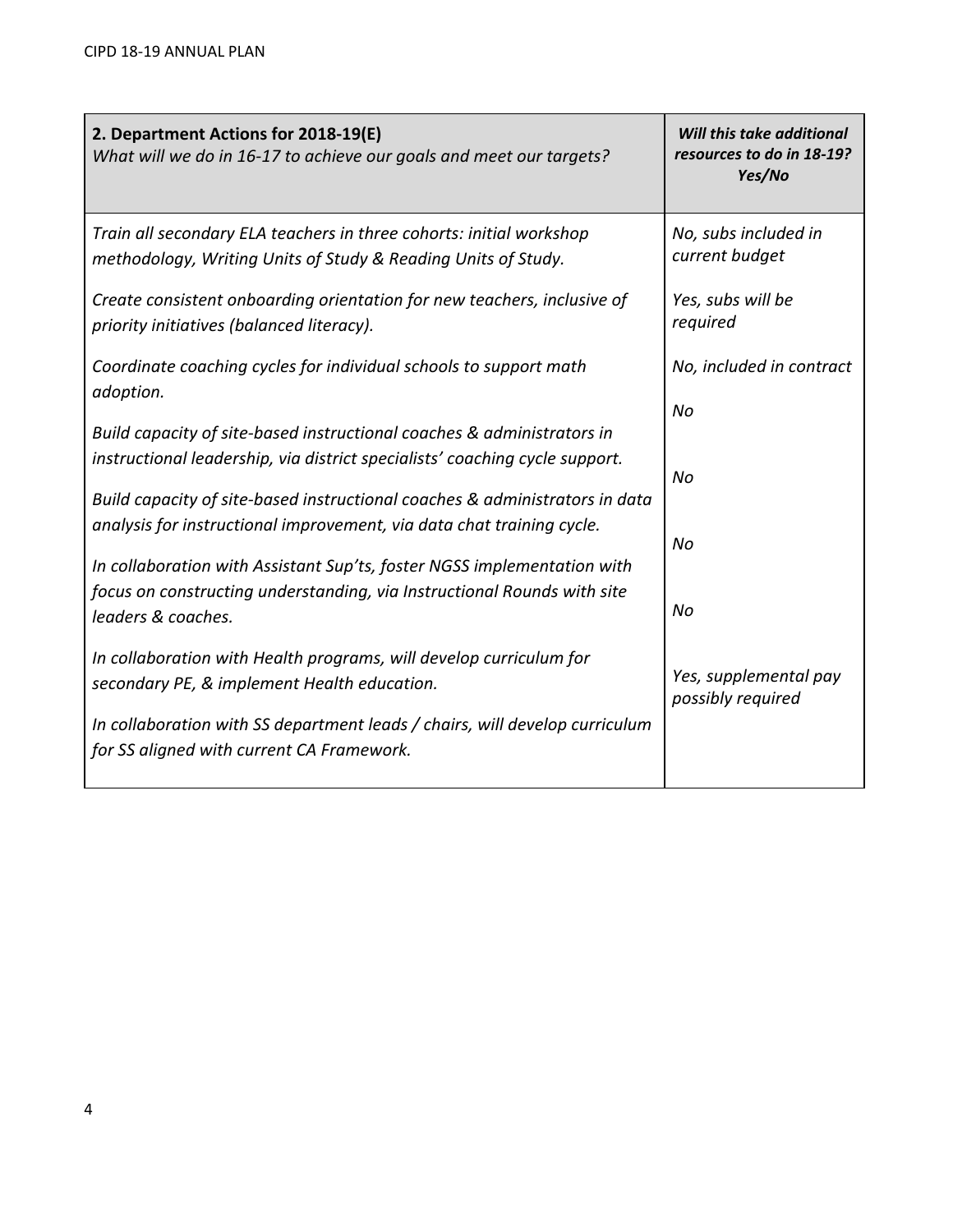| **2. Department Actions for 2018-19(E)**<br>*What will we do in 16-17 to achieve our goals and meet our targets?* | ***Will this take additional resources to do in 18-19? Yes/No*** |
|---|---|
| *Train all secondary ELA teachers in three cohorts: initial workshop methodology, Writing Units of Study & Reading Units of Study.* | *No, subs included in current budget* |
| *Create consistent onboarding orientation for new teachers, inclusive of priority initiatives (balanced literacy).* | *Yes, subs will be required* |
| *Coordinate coaching cycles for individual schools to support math adoption.* | *No, included in contract* |
| *Build capacity of site-based instructional coaches & administrators in instructional leadership, via district specialists' coaching cycle support.* | *No* |
| *Build capacity of site-based instructional coaches & administrators in data analysis for instructional improvement, via data chat training cycle.* | *No* |
| *In collaboration with Assistant Sup'ts, foster NGSS implementation with focus on constructing understanding, via Instructional Rounds with site leaders & coaches.* | *No* |
| *In collaboration with Health programs, will develop curriculum for secondary PE, & implement Health education.* | *No* |
| *In collaboration with SS department leads / chairs, will develop curriculum for SS aligned with current CA Framework.* | *Yes, supplemental pay possibly required* |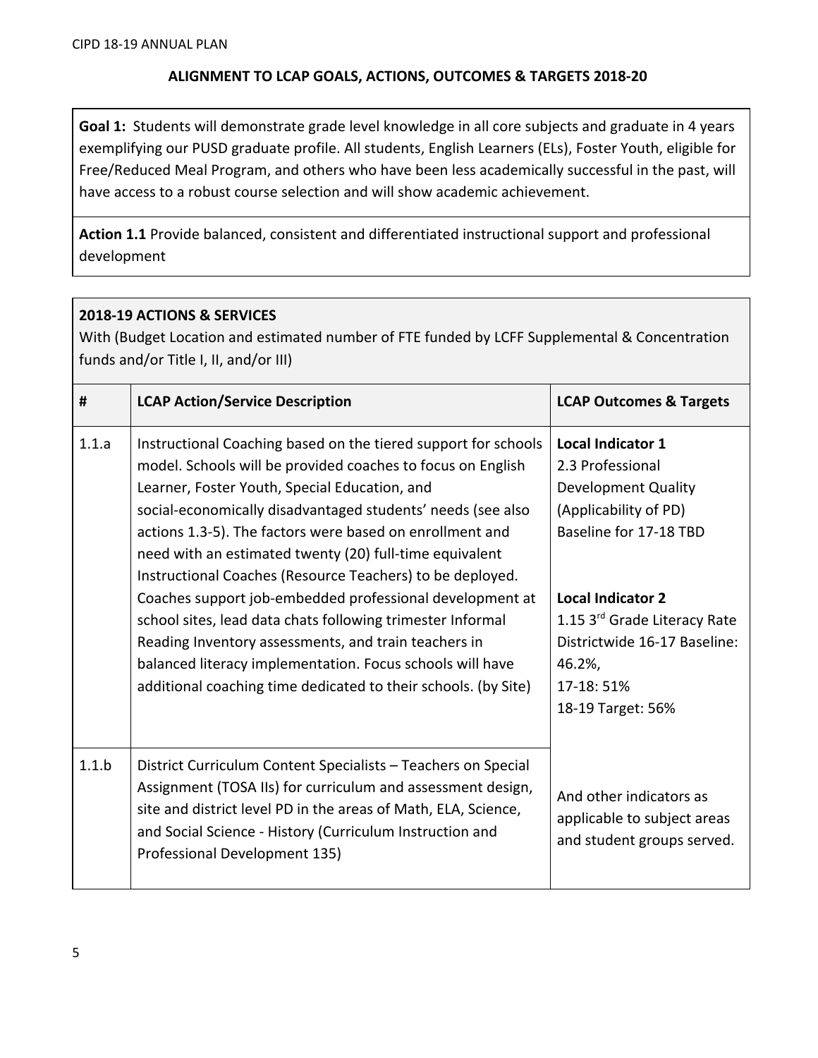## ALIGNMENT TO LCAP GOALS, ACTIONS, OUTCOMES & TARGETS 2018-20

**Goal 1:** Students will demonstrate grade level knowledge in all core subjects and graduate in 4 years exemplifying our PUSD graduate profile. All students, English Learners (ELs), Foster Youth, eligible for Free/Reduced Meal Program, and others who have been less academically successful in the past, will have access to a robust course selection and will show academic achievement.

**Action 1.1** Provide balanced, consistent and differentiated instructional support and professional development

**2018-19 ACTIONS & SERVICES**

With (Budget Location and estimated number of FTE funded by LCFF Supplemental & Concentration funds and/or Title I, II, and/or III)

| # | LCAP Action/Service Description | LCAP Outcomes & Targets |
|---|---|---|
| 1.1.a | Instructional Coaching based on the tiered support for schools model. Schools will be provided coaches to focus on English Learner, Foster Youth, Special Education, and social-economically disadvantaged students' needs (see also actions 1.3-5). The factors were based on enrollment and need with an estimated twenty (20) full-time equivalent Instructional Coaches (Resource Teachers) to be deployed. Coaches support job-embedded professional development at school sites, lead data chats following trimester Informal Reading Inventory assessments, and train teachers in balanced literacy implementation. Focus schools will have additional coaching time dedicated to their schools. (by Site) | **Local Indicator 1**<br>2.3 Professional Development Quality (Applicability of PD)<br>Baseline for 17-18 TBD<br><br>**Local Indicator 2**<br>1.15 3rd Grade Literacy Rate Districtwide 16-17 Baseline: 46.2%,<br>17-18: 51%<br>18-19 Target: 56% |
| 1.1.b | District Curriculum Content Specialists – Teachers on Special Assignment (TOSA IIs) for curriculum and assessment design, site and district level PD in the areas of Math, ELA, Science, and Social Science - History (Curriculum Instruction and Professional Development 135) | And other indicators as applicable to subject areas and student groups served. |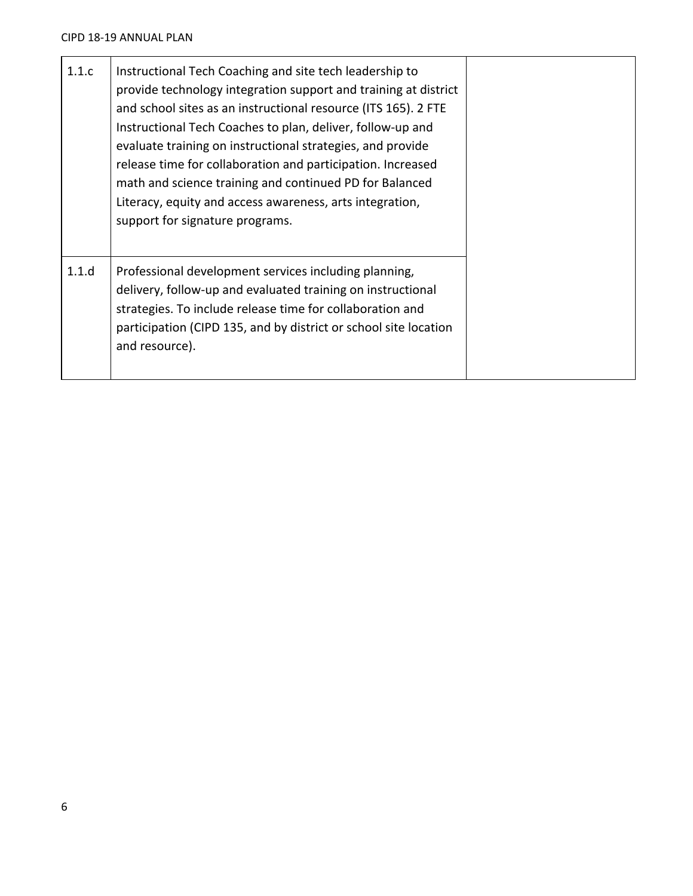| | | |
|---|---|---|
| 1.1.c | Instructional Tech Coaching and site tech leadership to provide technology integration support and training at district and school sites as an instructional resource (ITS 165). 2 FTE Instructional Tech Coaches to plan, deliver, follow-up and evaluate training on instructional strategies, and provide release time for collaboration and participation. Increased math and science training and continued PD for Balanced Literacy, equity and access awareness, arts integration, support for signature programs. | |
| 1.1.d | Professional development services including planning, delivery, follow-up and evaluated training on instructional strategies. To include release time for collaboration and participation (CIPD 135, and by district or school site location and resource). | |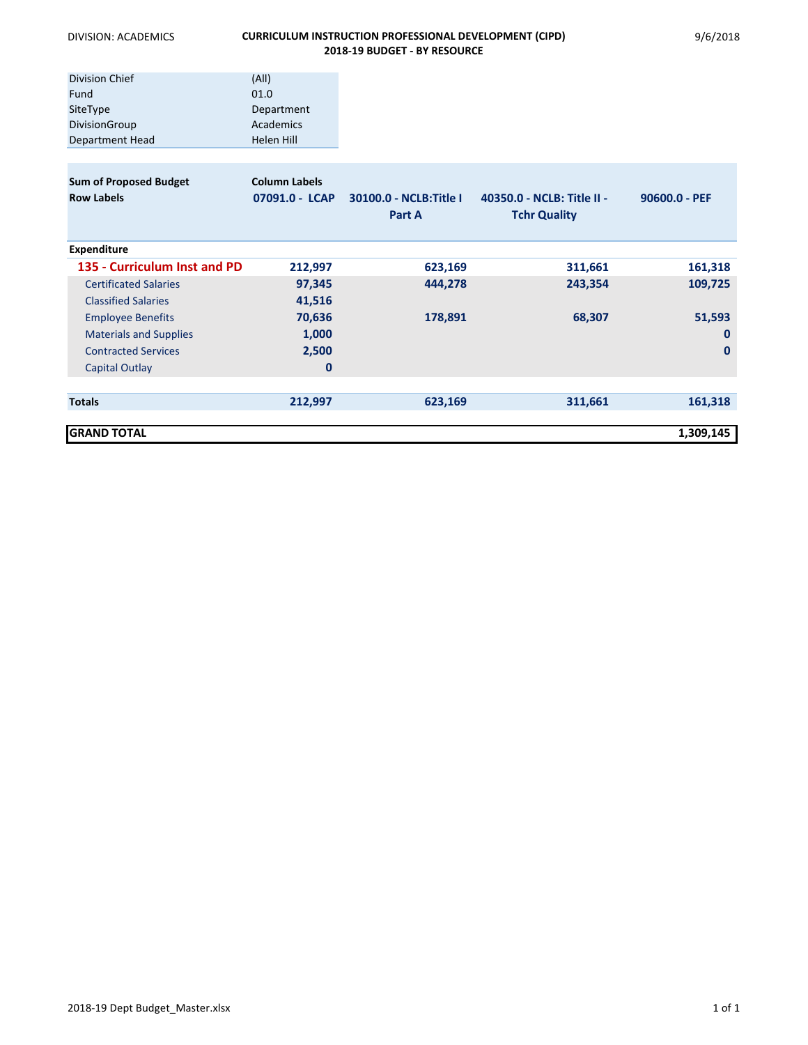DIVISION: ACADEMICS

**CURRICULUM INSTRUCTION PROFESSIONAL DEVELOPMENT (CIPD)**
**2018-19 BUDGET - BY RESOURCE**

9/6/2018

| | |
|---|---|
| Division Chief | (All) |
| Fund | 01.0 |
| SiteType | Department |
| DivisionGroup | Academics |
| Department Head | Helen Hill |

| **Sum of Proposed Budget** / **Row Labels** | **Column Labels** / **07091.0 - LCAP** | **30100.0 - NCLB:Title I Part A** | **40350.0 - NCLB: Title II - Tchr Quality** | **90600.0 - PEF** |
|---|---|---|---|---|
| **Expenditure** | | | | |
| **135 - Curriculum Inst and PD** | **212,997** | **623,169** | **311,661** | **161,318** |
| Certificated Salaries | **97,345** | **444,278** | **243,354** | **109,725** |
| Classified Salaries | **41,516** | | | |
| Employee Benefits | **70,636** | **178,891** | **68,307** | **51,593** |
| Materials and Supplies | **1,000** | | | **0** |
| Contracted Services | **2,500** | | | **0** |
| Capital Outlay | **0** | | | |
| **Totals** | **212,997** | **623,169** | **311,661** | **161,318** |
| **GRAND TOTAL** | | | | **1,309,145** |

2018-19 Dept Budget_Master.xlsx